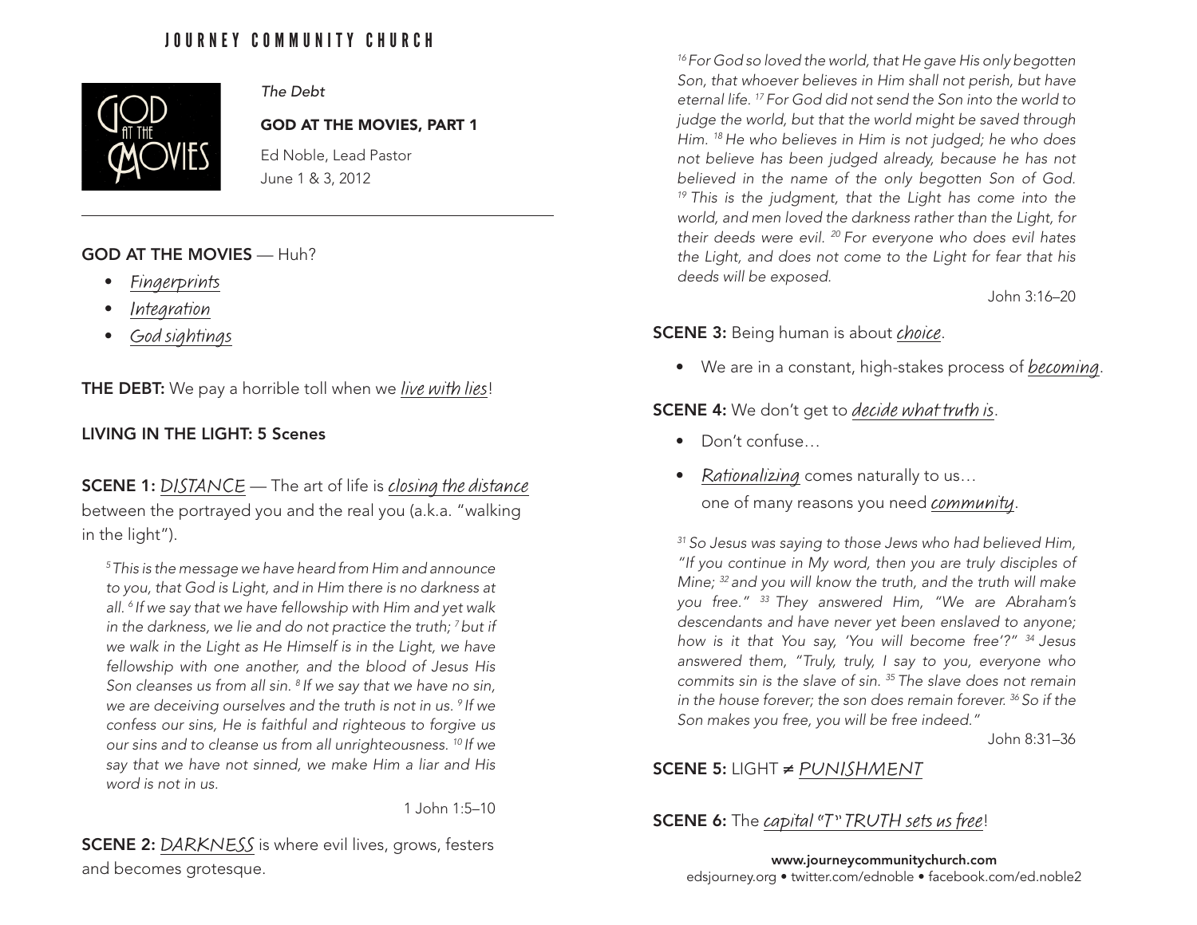# JOURNEY COMMUNITY CHURCH

*The Debt*

**GOD AT THE MOVIES, PART 1**

Ed Noble, Lead Pastor
June 1 & 3, 2012

---

**GOD AT THE MOVIES** — Huh?

- *Fingerprints*
- *Integration*
- *God sightings*

**THE DEBT:** We pay a horrible toll when we *live with lies*!

**LIVING IN THE LIGHT: 5 Scenes**

**SCENE 1:** *DISTANCE* — The art of life is *closing the distance* between the portrayed you and the real you (a.k.a. "walking in the light").

> *[5] This is the message we have heard from Him and announce to you, that God is Light, and in Him there is no darkness at all. [6] If we say that we have fellowship with Him and yet walk in the darkness, we lie and do not practice the truth; [7] but if we walk in the Light as He Himself is in the Light, we have fellowship with one another, and the blood of Jesus His Son cleanses us from all sin. [8] If we say that we have no sin, we are deceiving ourselves and the truth is not in us. [9] If we confess our sins, He is faithful and righteous to forgive us our sins and to cleanse us from all unrighteousness. [10] If we say that we have not sinned, we make Him a liar and His word is not in us.*
>
> 1 John 1:5–10

**SCENE 2:** *DARKNESS* is where evil lives, grows, festers and becomes grotesque.

> *[16] For God so loved the world, that He gave His only begotten Son, that whoever believes in Him shall not perish, but have eternal life. [17] For God did not send the Son into the world to judge the world, but that the world might be saved through Him. [18] He who believes in Him is not judged; he who does not believe has been judged already, because he has not believed in the name of the only begotten Son of God. [19] This is the judgment, that the Light has come into the world, and men loved the darkness rather than the Light, for their deeds were evil. [20] For everyone who does evil hates the Light, and does not come to the Light for fear that his deeds will be exposed.*
>
> John 3:16–20

**SCENE 3:** Being human is about *choice*.

- We are in a constant, high-stakes process of *becoming*.

**SCENE 4:** We don't get to *decide what truth is*.

- Don't confuse…
- *Rationalizing* comes naturally to us…
  one of many reasons you need *community*.

> *[31] So Jesus was saying to those Jews who had believed Him, "If you continue in My word, then you are truly disciples of Mine; [32] and you will know the truth, and the truth will make you free." [33] They answered Him, "We are Abraham's descendants and have never yet been enslaved to anyone; how is it that You say, 'You will become free'?" [34] Jesus answered them, "Truly, truly, I say to you, everyone who commits sin is the slave of sin. [35] The slave does not remain in the house forever; the son does remain forever. [36] So if the Son makes you free, you will be free indeed."*
>
> John 8:31–36

**SCENE 5:** LIGHT ≠ *PUNISHMENT*

**SCENE 6:** The *capital "T" TRUTH sets us free*!

**www.journeycommunitychurch.com**
edsjourney.org • twitter.com/ednoble • facebook.com/ed.noble2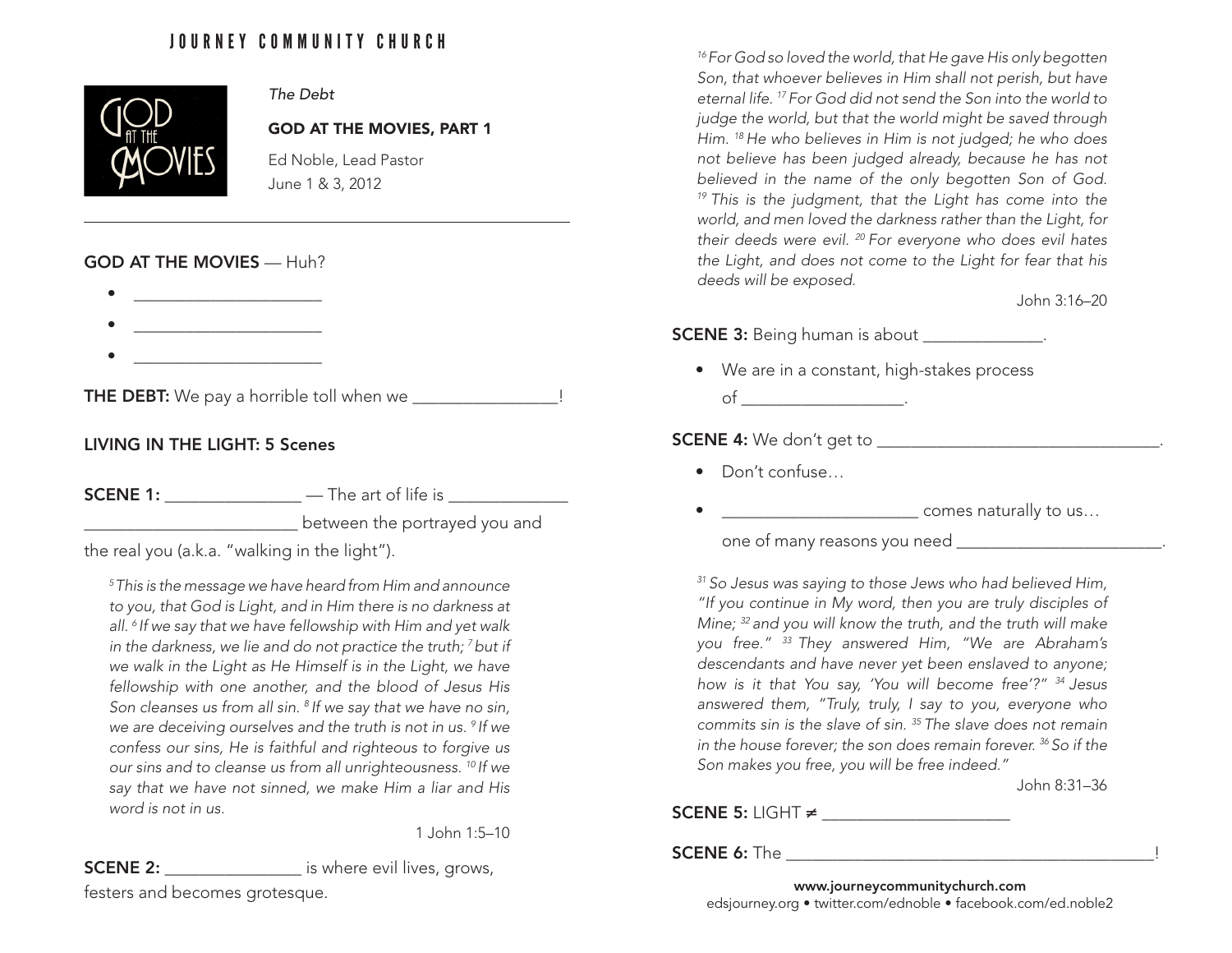JOURNEY COMMUNITY CHURCH

*The Debt*

**GOD AT THE MOVIES, PART 1**

Ed Noble, Lead Pastor

June 1 & 3, 2012

---

**GOD AT THE MOVIES** — Huh?

- ____________________
- ____________________
- ____________________

**THE DEBT:** We pay a horrible toll when we ________________!

**LIVING IN THE LIGHT: 5 Scenes**

**SCENE 1:** ______________ — The art of life is ____________ ______________________ between the portrayed you and the real you (a.k.a. "walking in the light").

> *[5] This is the message we have heard from Him and announce to you, that God is Light, and in Him there is no darkness at all. [6] If we say that we have fellowship with Him and yet walk in the darkness, we lie and do not practice the truth; [7] but if we walk in the Light as He Himself is in the Light, we have fellowship with one another, and the blood of Jesus His Son cleanses us from all sin. [8] If we say that we have no sin, we are deceiving ourselves and the truth is not in us. [9] If we confess our sins, He is faithful and righteous to forgive us our sins and to cleanse us from all unrighteousness. [10] If we say that we have not sinned, we make Him a liar and His word is not in us.*
>
> 1 John 1:5–10

**SCENE 2:** ______________ is where evil lives, grows, festers and becomes grotesque.

> *[16] For God so loved the world, that He gave His only begotten Son, that whoever believes in Him shall not perish, but have eternal life. [17] For God did not send the Son into the world to judge the world, but that the world might be saved through Him. [18] He who believes in Him is not judged; he who does not believe has been judged already, because he has not believed in the name of the only begotten Son of God. [19] This is the judgment, that the Light has come into the world, and men loved the darkness rather than the Light, for their deeds were evil. [20] For everyone who does evil hates the Light, and does not come to the Light for fear that his deeds will be exposed.*
>
> John 3:16–20

**SCENE 3:** Being human is about ____________.

- We are in a constant, high-stakes process of ________________.

**SCENE 4:** We don't get to ______________________________.

- Don't confuse…
- ____________________ comes naturally to us…

  one of many reasons you need ______________________.

> *[31] So Jesus was saying to those Jews who had believed Him, "If you continue in My word, then you are truly disciples of Mine; [32] and you will know the truth, and the truth will make you free." [33] They answered Him, "We are Abraham's descendants and have never yet been enslaved to anyone; how is it that You say, 'You will become free'?" [34] Jesus answered them, "Truly, truly, I say to you, everyone who commits sin is the slave of sin. [35] The slave does not remain in the house forever; the son does remain forever. [36] So if the Son makes you free, you will be free indeed."*
>
> John 8:31–36

**SCENE 5:** LIGHT ≠ ____________________

**SCENE 6:** The ________________________________________!

**www.journeycommunitychurch.com**

edsjourney.org • twitter.com/ednoble • facebook.com/ed.noble2